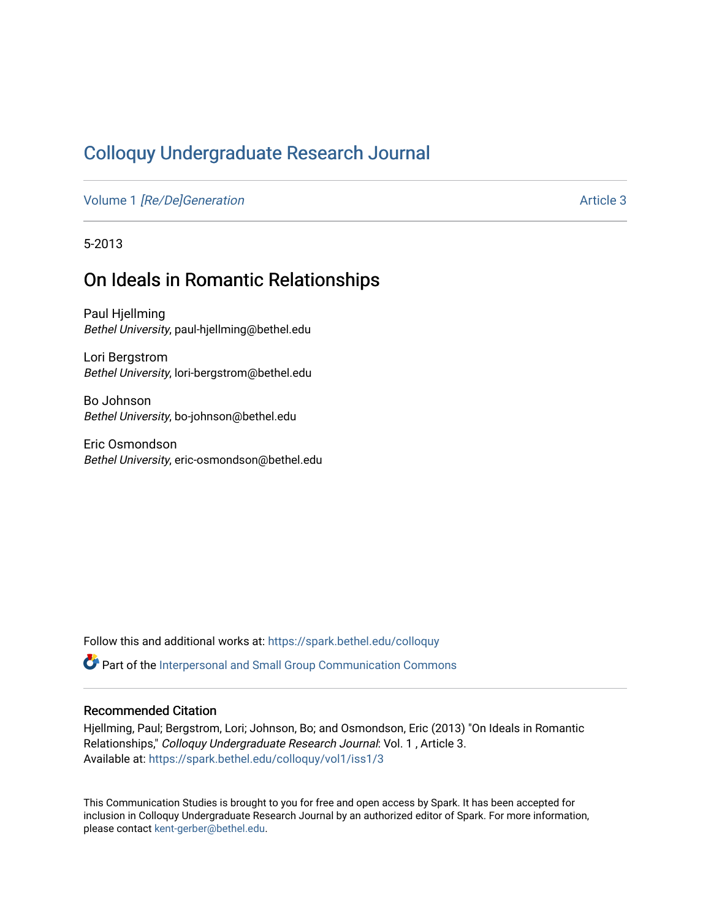# Colloquy Undergraduate Research Journal

Volume 1 *[Re/De]Generation* — Article 3

5-2013

## On Ideals in Romantic Relationships

Paul Hjellming
*Bethel University*, paul-hjellming@bethel.edu

Lori Bergstrom
*Bethel University*, lori-bergstrom@bethel.edu

Bo Johnson
*Bethel University*, bo-johnson@bethel.edu

Eric Osmondson
*Bethel University*, eric-osmondson@bethel.edu

Follow this and additional works at: https://spark.bethel.edu/colloquy

Part of the Interpersonal and Small Group Communication Commons

### Recommended Citation

Hjellming, Paul; Bergstrom, Lori; Johnson, Bo; and Osmondson, Eric (2013) "On Ideals in Romantic Relationships," *Colloquy Undergraduate Research Journal*: Vol. 1 , Article 3.
Available at: https://spark.bethel.edu/colloquy/vol1/iss1/3

This Communication Studies is brought to you for free and open access by Spark. It has been accepted for inclusion in Colloquy Undergraduate Research Journal by an authorized editor of Spark. For more information, please contact kent-gerber@bethel.edu.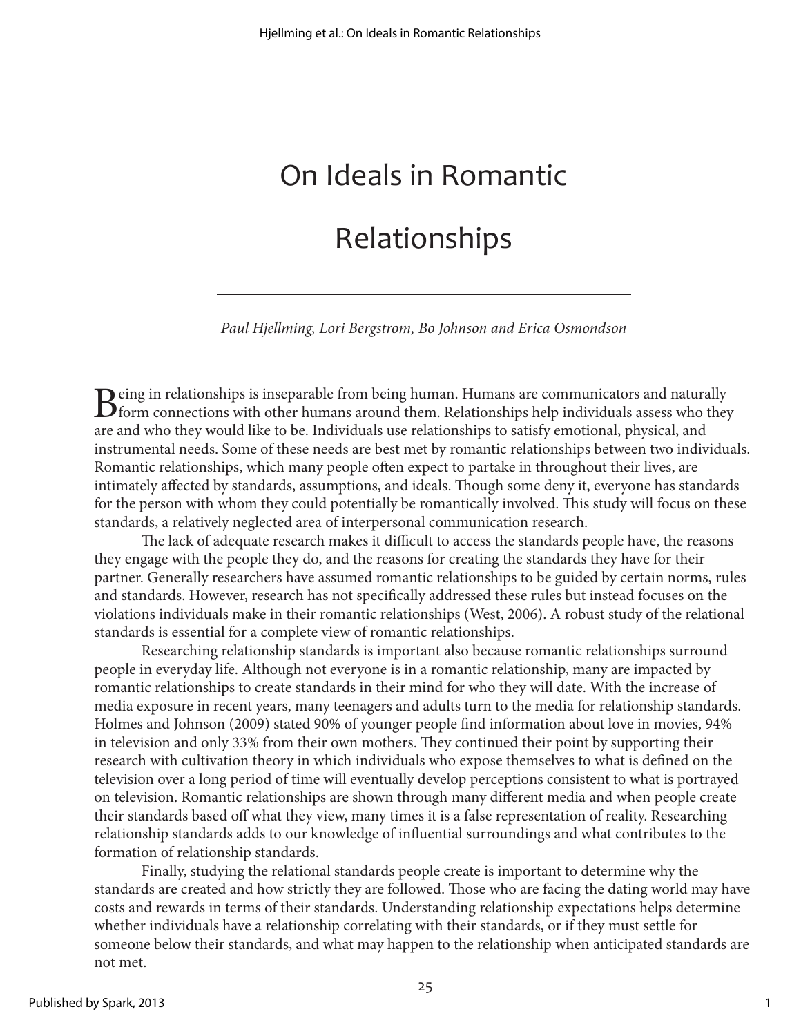# On Ideals in Romantic Relationships

*Paul Hjellming, Lori Bergstrom, Bo Johnson and Erica Osmondson*

Being in relationships is inseparable from being human. Humans are communicators and naturally form connections with other humans around them. Relationships help individuals assess who they are and who they would like to be. Individuals use relationships to satisfy emotional, physical, and instrumental needs. Some of these needs are best met by romantic relationships between two individuals. Romantic relationships, which many people often expect to partake in throughout their lives, are intimately affected by standards, assumptions, and ideals. Though some deny it, everyone has standards for the person with whom they could potentially be romantically involved. This study will focus on these standards, a relatively neglected area of interpersonal communication research.

The lack of adequate research makes it difficult to access the standards people have, the reasons they engage with the people they do, and the reasons for creating the standards they have for their partner. Generally researchers have assumed romantic relationships to be guided by certain norms, rules and standards. However, research has not specifically addressed these rules but instead focuses on the violations individuals make in their romantic relationships (West, 2006). A robust study of the relational standards is essential for a complete view of romantic relationships.

Researching relationship standards is important also because romantic relationships surround people in everyday life. Although not everyone is in a romantic relationship, many are impacted by romantic relationships to create standards in their mind for who they will date. With the increase of media exposure in recent years, many teenagers and adults turn to the media for relationship standards. Holmes and Johnson (2009) stated 90% of younger people find information about love in movies, 94% in television and only 33% from their own mothers. They continued their point by supporting their research with cultivation theory in which individuals who expose themselves to what is defined on the television over a long period of time will eventually develop perceptions consistent to what is portrayed on television. Romantic relationships are shown through many different media and when people create their standards based off what they view, many times it is a false representation of reality. Researching relationship standards adds to our knowledge of influential surroundings and what contributes to the formation of relationship standards.

Finally, studying the relational standards people create is important to determine why the standards are created and how strictly they are followed. Those who are facing the dating world may have costs and rewards in terms of their standards. Understanding relationship expectations helps determine whether individuals have a relationship correlating with their standards, or if they must settle for someone below their standards, and what may happen to the relationship when anticipated standards are not met.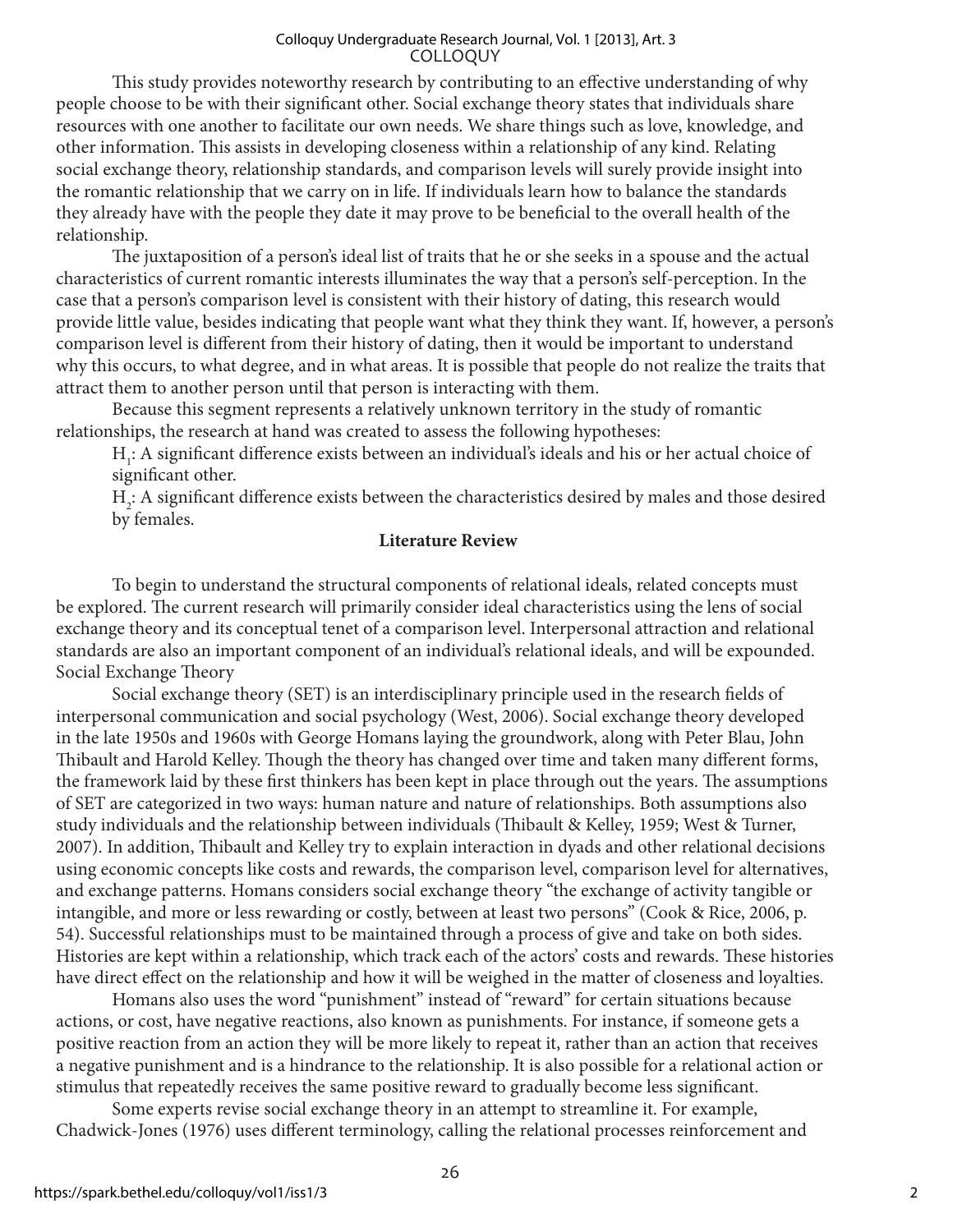This study provides noteworthy research by contributing to an effective understanding of why people choose to be with their significant other. Social exchange theory states that individuals share resources with one another to facilitate our own needs. We share things such as love, knowledge, and other information. This assists in developing closeness within a relationship of any kind. Relating social exchange theory, relationship standards, and comparison levels will surely provide insight into the romantic relationship that we carry on in life. If individuals learn how to balance the standards they already have with the people they date it may prove to be beneficial to the overall health of the relationship.

The juxtaposition of a person's ideal list of traits that he or she seeks in a spouse and the actual characteristics of current romantic interests illuminates the way that a person's self-perception. In the case that a person's comparison level is consistent with their history of dating, this research would provide little value, besides indicating that people want what they think they want. If, however, a person's comparison level is different from their history of dating, then it would be important to understand why this occurs, to what degree, and in what areas. It is possible that people do not realize the traits that attract them to another person until that person is interacting with them.

Because this segment represents a relatively unknown territory in the study of romantic relationships, the research at hand was created to assess the following hypotheses:

$H_1$: A significant difference exists between an individual's ideals and his or her actual choice of significant other.

$H_2$: A significant difference exists between the characteristics desired by males and those desired by females.

## Literature Review

To begin to understand the structural components of relational ideals, related concepts must be explored. The current research will primarily consider ideal characteristics using the lens of social exchange theory and its conceptual tenet of a comparison level. Interpersonal attraction and relational standards are also an important component of an individual's relational ideals, and will be expounded.

### Social Exchange Theory

Social exchange theory (SET) is an interdisciplinary principle used in the research fields of interpersonal communication and social psychology (West, 2006). Social exchange theory developed in the late 1950s and 1960s with George Homans laying the groundwork, along with Peter Blau, John Thibault and Harold Kelley. Though the theory has changed over time and taken many different forms, the framework laid by these first thinkers has been kept in place through out the years. The assumptions of SET are categorized in two ways: human nature and nature of relationships. Both assumptions also study individuals and the relationship between individuals (Thibault & Kelley, 1959; West & Turner, 2007). In addition, Thibault and Kelley try to explain interaction in dyads and other relational decisions using economic concepts like costs and rewards, the comparison level, comparison level for alternatives, and exchange patterns. Homans considers social exchange theory "the exchange of activity tangible or intangible, and more or less rewarding or costly, between at least two persons" (Cook & Rice, 2006, p. 54). Successful relationships must to be maintained through a process of give and take on both sides. Histories are kept within a relationship, which track each of the actors' costs and rewards. These histories have direct effect on the relationship and how it will be weighed in the matter of closeness and loyalties.

Homans also uses the word "punishment" instead of "reward" for certain situations because actions, or cost, have negative reactions, also known as punishments. For instance, if someone gets a positive reaction from an action they will be more likely to repeat it, rather than an action that receives a negative punishment and is a hindrance to the relationship. It is also possible for a relational action or stimulus that repeatedly receives the same positive reward to gradually become less significant.

Some experts revise social exchange theory in an attempt to streamline it. For example, Chadwick-Jones (1976) uses different terminology, calling the relational processes reinforcement and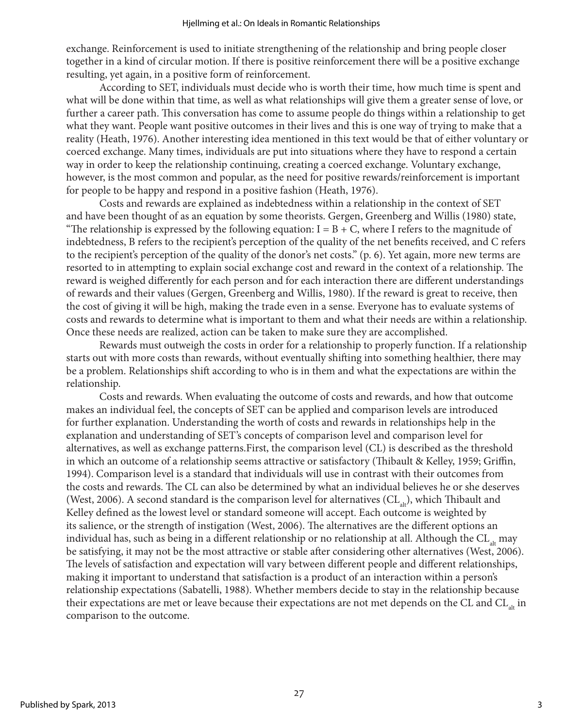exchange. Reinforcement is used to initiate strengthening of the relationship and bring people closer together in a kind of circular motion. If there is positive reinforcement there will be a positive exchange resulting, yet again, in a positive form of reinforcement.

According to SET, individuals must decide who is worth their time, how much time is spent and what will be done within that time, as well as what relationships will give them a greater sense of love, or further a career path. This conversation has come to assume people do things within a relationship to get what they want. People want positive outcomes in their lives and this is one way of trying to make that a reality (Heath, 1976). Another interesting idea mentioned in this text would be that of either voluntary or coerced exchange. Many times, individuals are put into situations where they have to respond a certain way in order to keep the relationship continuing, creating a coerced exchange. Voluntary exchange, however, is the most common and popular, as the need for positive rewards/reinforcement is important for people to be happy and respond in a positive fashion (Heath, 1976).

Costs and rewards are explained as indebtedness within a relationship in the context of SET and have been thought of as an equation by some theorists. Gergen, Greenberg and Willis (1980) state, "The relationship is expressed by the following equation: $I = B + C$, where I refers to the magnitude of indebtedness, B refers to the recipient's perception of the quality of the net benefits received, and C refers to the recipient's perception of the quality of the donor's net costs." (p. 6). Yet again, more new terms are resorted to in attempting to explain social exchange cost and reward in the context of a relationship. The reward is weighed differently for each person and for each interaction there are different understandings of rewards and their values (Gergen, Greenberg and Willis, 1980). If the reward is great to receive, then the cost of giving it will be high, making the trade even in a sense. Everyone has to evaluate systems of costs and rewards to determine what is important to them and what their needs are within a relationship. Once these needs are realized, action can be taken to make sure they are accomplished.

Rewards must outweigh the costs in order for a relationship to properly function. If a relationship starts out with more costs than rewards, without eventually shifting into something healthier, there may be a problem. Relationships shift according to who is in them and what the expectations are within the relationship.

Costs and rewards. When evaluating the outcome of costs and rewards, and how that outcome makes an individual feel, the concepts of SET can be applied and comparison levels are introduced for further explanation. Understanding the worth of costs and rewards in relationships help in the explanation and understanding of SET's concepts of comparison level and comparison level for alternatives, as well as exchange patterns.First, the comparison level (CL) is described as the threshold in which an outcome of a relationship seems attractive or satisfactory (Thibault & Kelley, 1959; Griffin, 1994). Comparison level is a standard that individuals will use in contrast with their outcomes from the costs and rewards. The CL can also be determined by what an individual believes he or she deserves (West, 2006). A second standard is the comparison level for alternatives ($CL_{alt}$), which Thibault and Kelley defined as the lowest level or standard someone will accept. Each outcome is weighted by its salience, or the strength of instigation (West, 2006). The alternatives are the different options an individual has, such as being in a different relationship or no relationship at all. Although the $CL_{alt}$ may be satisfying, it may not be the most attractive or stable after considering other alternatives (West, 2006). The levels of satisfaction and expectation will vary between different people and different relationships, making it important to understand that satisfaction is a product of an interaction within a person's relationship expectations (Sabatelli, 1988). Whether members decide to stay in the relationship because their expectations are met or leave because their expectations are not met depends on the CL and $CL_{alt}$ in comparison to the outcome.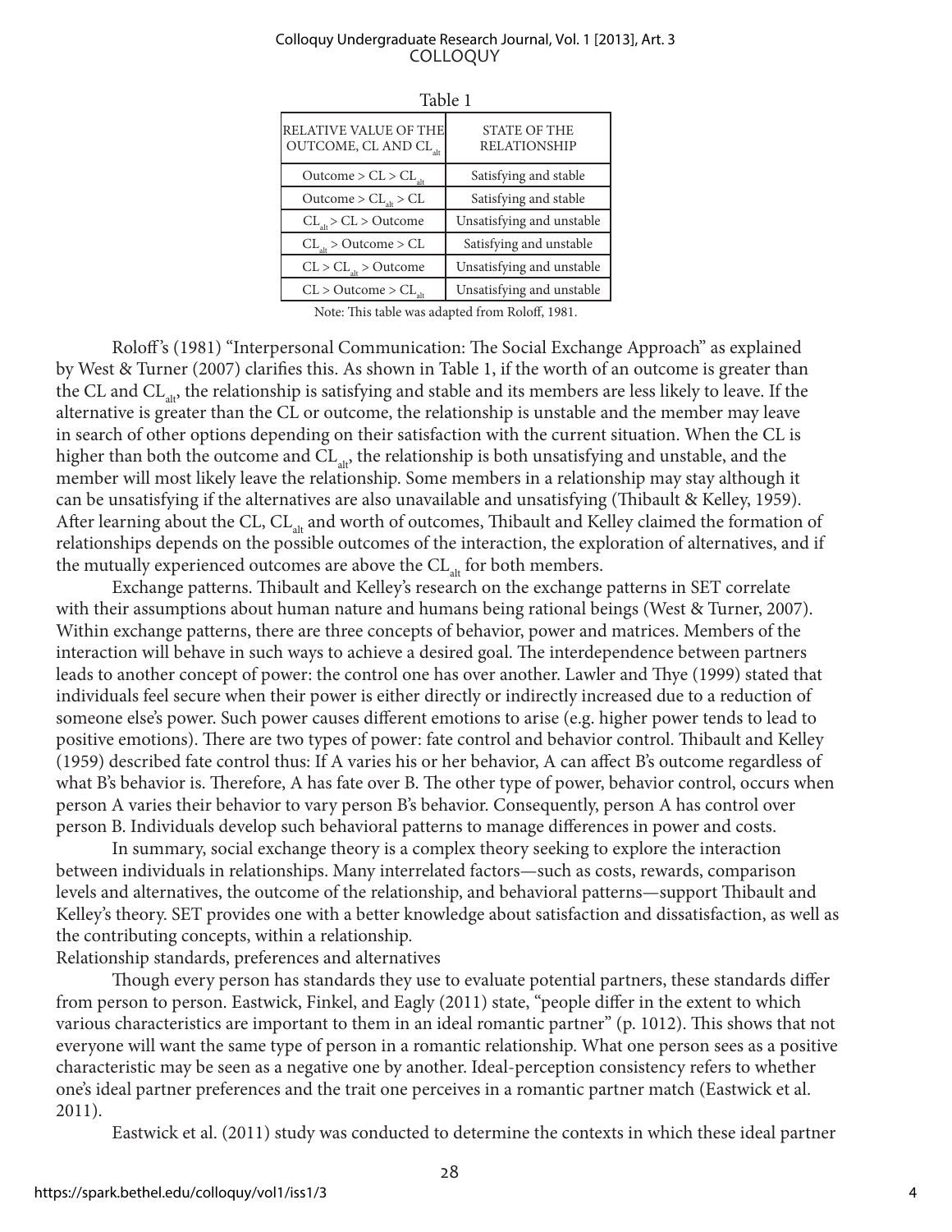Table 1

| RELATIVE VALUE OF THE OUTCOME, CL AND $CL_{alt}$ | STATE OF THE RELATIONSHIP |
|---|---|
| Outcome > CL > $CL_{alt}$ | Satisfying and stable |
| Outcome > $CL_{alt}$ > CL | Satisfying and stable |
| $CL_{alt}$ > CL > Outcome | Unsatisfying and unstable |
| $CL_{alt}$ > Outcome > CL | Satisfying and unstable |
| CL > $CL_{alt}$ > Outcome | Unsatisfying and unstable |
| CL > Outcome > $CL_{alt}$ | Unsatisfying and unstable |

Note: This table was adapted from Roloff, 1981.

Roloff's (1981) "Interpersonal Communication: The Social Exchange Approach" as explained by West & Turner (2007) clarifies this. As shown in Table 1, if the worth of an outcome is greater than the CL and $CL_{alt}$, the relationship is satisfying and stable and its members are less likely to leave. If the alternative is greater than the CL or outcome, the relationship is unstable and the member may leave in search of other options depending on their satisfaction with the current situation. When the CL is higher than both the outcome and $CL_{alt}$, the relationship is both unsatisfying and unstable, and the member will most likely leave the relationship. Some members in a relationship may stay although it can be unsatisfying if the alternatives are also unavailable and unsatisfying (Thibault & Kelley, 1959). After learning about the CL, $CL_{alt}$ and worth of outcomes, Thibault and Kelley claimed the formation of relationships depends on the possible outcomes of the interaction, the exploration of alternatives, and if the mutually experienced outcomes are above the $CL_{alt}$ for both members.

Exchange patterns. Thibault and Kelley's research on the exchange patterns in SET correlate with their assumptions about human nature and humans being rational beings (West & Turner, 2007). Within exchange patterns, there are three concepts of behavior, power and matrices. Members of the interaction will behave in such ways to achieve a desired goal. The interdependence between partners leads to another concept of power: the control one has over another. Lawler and Thye (1999) stated that individuals feel secure when their power is either directly or indirectly increased due to a reduction of someone else's power. Such power causes different emotions to arise (e.g. higher power tends to lead to positive emotions). There are two types of power: fate control and behavior control. Thibault and Kelley (1959) described fate control thus: If A varies his or her behavior, A can affect B's outcome regardless of what B's behavior is. Therefore, A has fate over B. The other type of power, behavior control, occurs when person A varies their behavior to vary person B's behavior. Consequently, person A has control over person B. Individuals develop such behavioral patterns to manage differences in power and costs.

In summary, social exchange theory is a complex theory seeking to explore the interaction between individuals in relationships. Many interrelated factors—such as costs, rewards, comparison levels and alternatives, the outcome of the relationship, and behavioral patterns—support Thibault and Kelley's theory. SET provides one with a better knowledge about satisfaction and dissatisfaction, as well as the contributing concepts, within a relationship.

## Relationship standards, preferences and alternatives

Though every person has standards they use to evaluate potential partners, these standards differ from person to person. Eastwick, Finkel, and Eagly (2011) state, "people differ in the extent to which various characteristics are important to them in an ideal romantic partner" (p. 1012). This shows that not everyone will want the same type of person in a romantic relationship. What one person sees as a positive characteristic may be seen as a negative one by another. Ideal-perception consistency refers to whether one's ideal partner preferences and the trait one perceives in a romantic partner match (Eastwick et al. 2011).

Eastwick et al. (2011) study was conducted to determine the contexts in which these ideal partner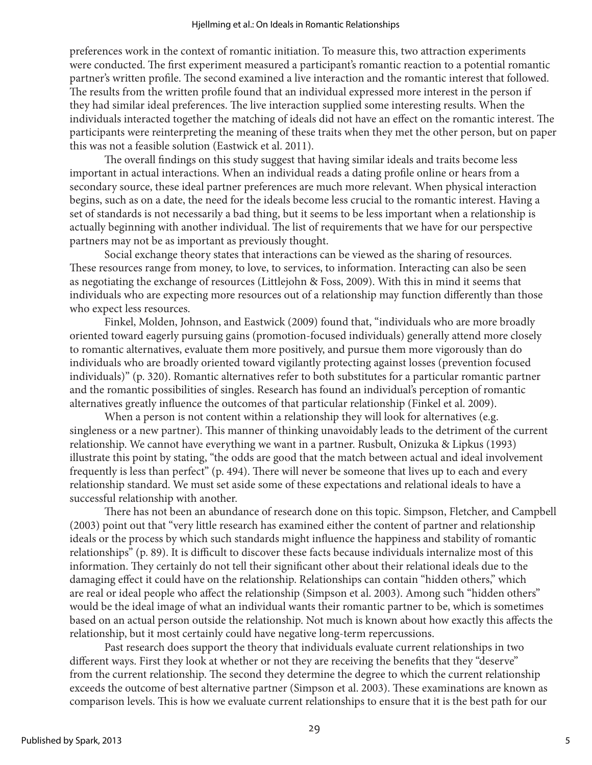preferences work in the context of romantic initiation. To measure this, two attraction experiments were conducted. The first experiment measured a participant's romantic reaction to a potential romantic partner's written profile. The second examined a live interaction and the romantic interest that followed. The results from the written profile found that an individual expressed more interest in the person if they had similar ideal preferences. The live interaction supplied some interesting results. When the individuals interacted together the matching of ideals did not have an effect on the romantic interest. The participants were reinterpreting the meaning of these traits when they met the other person, but on paper this was not a feasible solution (Eastwick et al. 2011).

The overall findings on this study suggest that having similar ideals and traits become less important in actual interactions. When an individual reads a dating profile online or hears from a secondary source, these ideal partner preferences are much more relevant. When physical interaction begins, such as on a date, the need for the ideals become less crucial to the romantic interest. Having a set of standards is not necessarily a bad thing, but it seems to be less important when a relationship is actually beginning with another individual. The list of requirements that we have for our perspective partners may not be as important as previously thought.

Social exchange theory states that interactions can be viewed as the sharing of resources. These resources range from money, to love, to services, to information. Interacting can also be seen as negotiating the exchange of resources (Littlejohn & Foss, 2009). With this in mind it seems that individuals who are expecting more resources out of a relationship may function differently than those who expect less resources.

Finkel, Molden, Johnson, and Eastwick (2009) found that, "individuals who are more broadly oriented toward eagerly pursuing gains (promotion-focused individuals) generally attend more closely to romantic alternatives, evaluate them more positively, and pursue them more vigorously than do individuals who are broadly oriented toward vigilantly protecting against losses (prevention focused individuals)" (p. 320). Romantic alternatives refer to both substitutes for a particular romantic partner and the romantic possibilities of singles. Research has found an individual's perception of romantic alternatives greatly influence the outcomes of that particular relationship (Finkel et al. 2009).

When a person is not content within a relationship they will look for alternatives (e.g. singleness or a new partner). This manner of thinking unavoidably leads to the detriment of the current relationship. We cannot have everything we want in a partner. Rusbult, Onizuka & Lipkus (1993) illustrate this point by stating, "the odds are good that the match between actual and ideal involvement frequently is less than perfect" (p. 494). There will never be someone that lives up to each and every relationship standard. We must set aside some of these expectations and relational ideals to have a successful relationship with another.

There has not been an abundance of research done on this topic. Simpson, Fletcher, and Campbell (2003) point out that "very little research has examined either the content of partner and relationship ideals or the process by which such standards might influence the happiness and stability of romantic relationships" (p. 89). It is difficult to discover these facts because individuals internalize most of this information. They certainly do not tell their significant other about their relational ideals due to the damaging effect it could have on the relationship. Relationships can contain "hidden others," which are real or ideal people who affect the relationship (Simpson et al. 2003). Among such "hidden others" would be the ideal image of what an individual wants their romantic partner to be, which is sometimes based on an actual person outside the relationship. Not much is known about how exactly this affects the relationship, but it most certainly could have negative long-term repercussions.

Past research does support the theory that individuals evaluate current relationships in two different ways. First they look at whether or not they are receiving the benefits that they "deserve" from the current relationship. The second they determine the degree to which the current relationship exceeds the outcome of best alternative partner (Simpson et al. 2003). These examinations are known as comparison levels. This is how we evaluate current relationships to ensure that it is the best path for our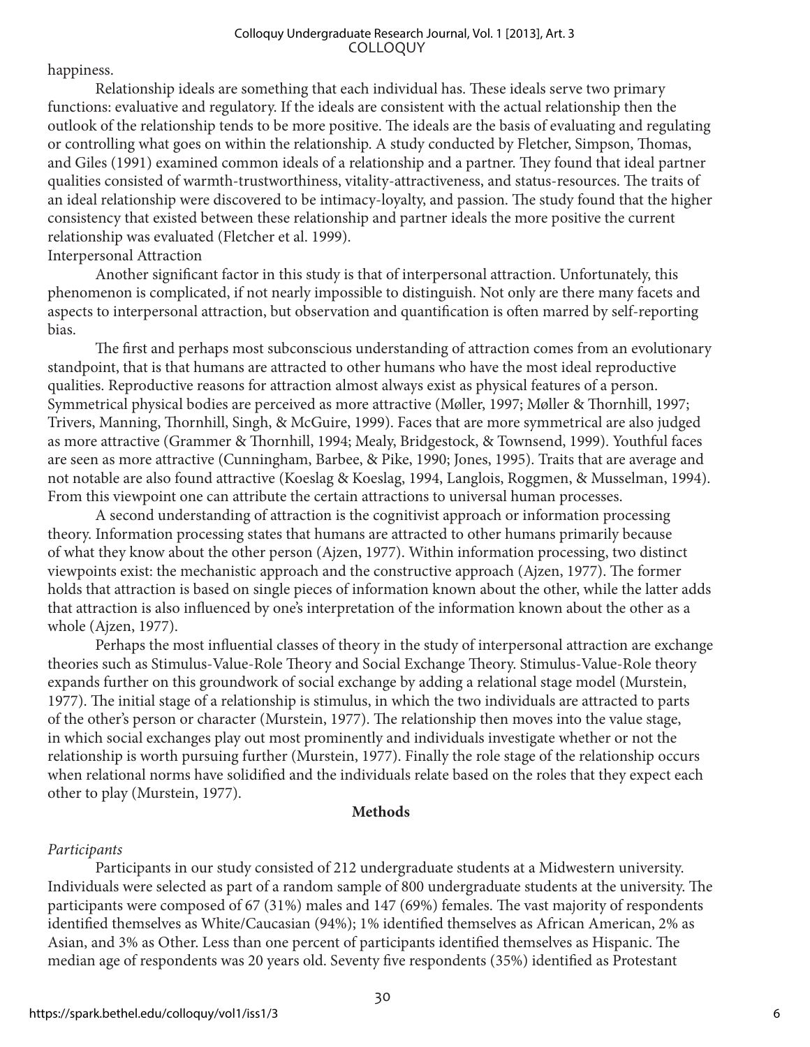happiness.

Relationship ideals are something that each individual has. These ideals serve two primary functions: evaluative and regulatory. If the ideals are consistent with the actual relationship then the outlook of the relationship tends to be more positive. The ideals are the basis of evaluating and regulating or controlling what goes on within the relationship. A study conducted by Fletcher, Simpson, Thomas, and Giles (1991) examined common ideals of a relationship and a partner. They found that ideal partner qualities consisted of warmth-trustworthiness, vitality-attractiveness, and status-resources. The traits of an ideal relationship were discovered to be intimacy-loyalty, and passion. The study found that the higher consistency that existed between these relationship and partner ideals the more positive the current relationship was evaluated (Fletcher et al. 1999).

Interpersonal Attraction

Another significant factor in this study is that of interpersonal attraction. Unfortunately, this phenomenon is complicated, if not nearly impossible to distinguish. Not only are there many facets and aspects to interpersonal attraction, but observation and quantification is often marred by self-reporting bias.

The first and perhaps most subconscious understanding of attraction comes from an evolutionary standpoint, that is that humans are attracted to other humans who have the most ideal reproductive qualities. Reproductive reasons for attraction almost always exist as physical features of a person. Symmetrical physical bodies are perceived as more attractive (Møller, 1997; Møller & Thornhill, 1997; Trivers, Manning, Thornhill, Singh, & McGuire, 1999). Faces that are more symmetrical are also judged as more attractive (Grammer & Thornhill, 1994; Mealy, Bridgestock, & Townsend, 1999). Youthful faces are seen as more attractive (Cunningham, Barbee, & Pike, 1990; Jones, 1995). Traits that are average and not notable are also found attractive (Koeslag & Koeslag, 1994, Langlois, Roggmen, & Musselman, 1994). From this viewpoint one can attribute the certain attractions to universal human processes.

A second understanding of attraction is the cognitivist approach or information processing theory. Information processing states that humans are attracted to other humans primarily because of what they know about the other person (Ajzen, 1977). Within information processing, two distinct viewpoints exist: the mechanistic approach and the constructive approach (Ajzen, 1977). The former holds that attraction is based on single pieces of information known about the other, while the latter adds that attraction is also influenced by one's interpretation of the information known about the other as a whole (Ajzen, 1977).

Perhaps the most influential classes of theory in the study of interpersonal attraction are exchange theories such as Stimulus-Value-Role Theory and Social Exchange Theory. Stimulus-Value-Role theory expands further on this groundwork of social exchange by adding a relational stage model (Murstein, 1977). The initial stage of a relationship is stimulus, in which the two individuals are attracted to parts of the other's person or character (Murstein, 1977). The relationship then moves into the value stage, in which social exchanges play out most prominently and individuals investigate whether or not the relationship is worth pursuing further (Murstein, 1977). Finally the role stage of the relationship occurs when relational norms have solidified and the individuals relate based on the roles that they expect each other to play (Murstein, 1977).

## Methods

*Participants*

Participants in our study consisted of 212 undergraduate students at a Midwestern university. Individuals were selected as part of a random sample of 800 undergraduate students at the university. The participants were composed of 67 (31%) males and 147 (69%) females. The vast majority of respondents identified themselves as White/Caucasian (94%); 1% identified themselves as African American, 2% as Asian, and 3% as Other. Less than one percent of participants identified themselves as Hispanic. The median age of respondents was 20 years old. Seventy five respondents (35%) identified as Protestant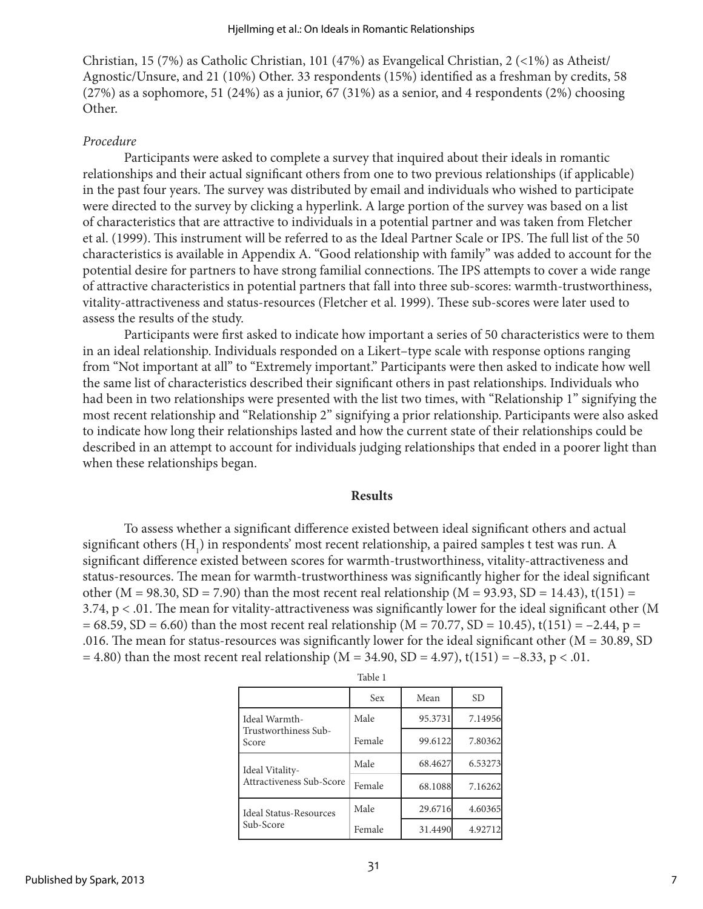Christian, 15 (7%) as Catholic Christian, 101 (47%) as Evangelical Christian, 2 (<1%) as Atheist/Agnostic/Unsure, and 21 (10%) Other. 33 respondents (15%) identified as a freshman by credits, 58 (27%) as a sophomore, 51 (24%) as a junior, 67 (31%) as a senior, and 4 respondents (2%) choosing Other.

*Procedure*

Participants were asked to complete a survey that inquired about their ideals in romantic relationships and their actual significant others from one to two previous relationships (if applicable) in the past four years. The survey was distributed by email and individuals who wished to participate were directed to the survey by clicking a hyperlink. A large portion of the survey was based on a list of characteristics that are attractive to individuals in a potential partner and was taken from Fletcher et al. (1999). This instrument will be referred to as the Ideal Partner Scale or IPS. The full list of the 50 characteristics is available in Appendix A. "Good relationship with family" was added to account for the potential desire for partners to have strong familial connections. The IPS attempts to cover a wide range of attractive characteristics in potential partners that fall into three sub-scores: warmth-trustworthiness, vitality-attractiveness and status-resources (Fletcher et al. 1999). These sub-scores were later used to assess the results of the study.

Participants were first asked to indicate how important a series of 50 characteristics were to them in an ideal relationship. Individuals responded on a Likert–type scale with response options ranging from "Not important at all" to "Extremely important." Participants were then asked to indicate how well the same list of characteristics described their significant others in past relationships. Individuals who had been in two relationships were presented with the list two times, with "Relationship 1" signifying the most recent relationship and "Relationship 2" signifying a prior relationship. Participants were also asked to indicate how long their relationships lasted and how the current state of their relationships could be described in an attempt to account for individuals judging relationships that ended in a poorer light than when these relationships began.

## Results

To assess whether a significant difference existed between ideal significant others and actual significant others ($H_1$) in respondents' most recent relationship, a paired samples t test was run. A significant difference existed between scores for warmth-trustworthiness, vitality-attractiveness and status-resources. The mean for warmth-trustworthiness was significantly higher for the ideal significant other ($M = 98.30$, $SD = 7.90$) than the most recent real relationship ($M = 93.93$, $SD = 14.43$), $t(151) = 3.74$, $p < .01$. The mean for vitality-attractiveness was significantly lower for the ideal significant other ($M = 68.59$, $SD = 6.60$) than the most recent real relationship ($M = 70.77$, $SD = 10.45$), $t(151) = -2.44$, $p = .016$. The mean for status-resources was significantly lower for the ideal significant other ($M = 30.89$, $SD = 4.80$) than the most recent real relationship ($M = 34.90$, $SD = 4.97$), $t(151) = -8.33$, $p < .01$.

Table 1

| | Sex | Mean | SD |
|---|---|---|---|
| Ideal Warmth-Trustworthiness Sub-Score | Male | 95.3731 | 7.14956 |
| | Female | 99.6122 | 7.80362 |
| Ideal Vitality-Attractiveness Sub-Score | Male | 68.4627 | 6.53273 |
| | Female | 68.1088 | 7.16262 |
| Ideal Status-Resources Sub-Score | Male | 29.6716 | 4.60365 |
| | Female | 31.4490 | 4.92712 |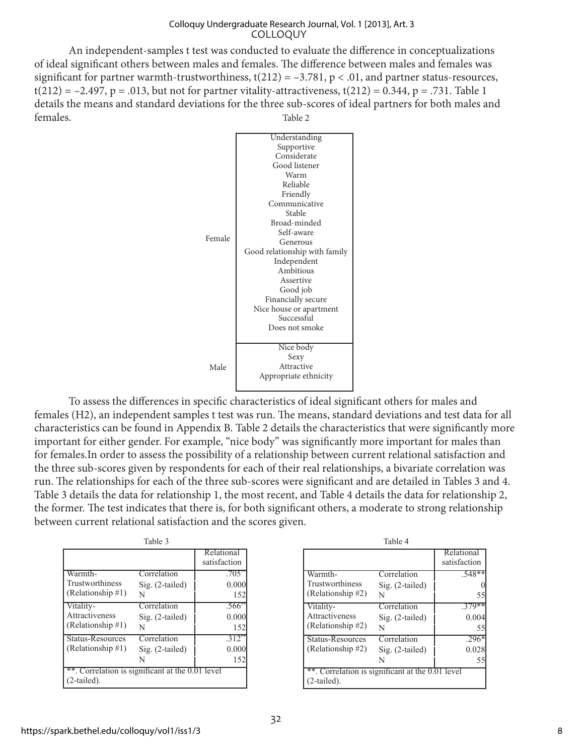An independent-samples t test was conducted to evaluate the difference in conceptualizations of ideal significant others between males and females. The difference between males and females was significant for partner warmth-trustworthiness, $t(212) = -3.781$, $p < .01$, and partner status-resources, $t(212) = -2.497$, $p = .013$, but not for partner vitality-attractiveness, $t(212) = 0.344$, $p = .731$. Table 1 details the means and standard deviations for the three sub-scores of ideal partners for both males and females.

Table 2

| | |
|---|---|
| Female | Understanding<br>Supportive<br>Considerate<br>Good listener<br>Warm<br>Reliable<br>Friendly<br>Communicative<br>Stable<br>Broad-minded<br>Self-aware<br>Generous<br>Good relationship with family<br>Independent<br>Ambitious<br>Assertive<br>Good job<br>Financially secure<br>Nice house or apartment<br>Successful<br>Does not smoke |
| Male | Nice body<br>Sexy<br>Attractive<br>Appropriate ethnicity |

To assess the differences in specific characteristics of ideal significant others for males and females (H2), an independent samples t test was run. The means, standard deviations and test data for all characteristics can be found in Appendix B. Table 2 details the characteristics that were significantly more important for either gender. For example, "nice body" was significantly more important for males than for females.In order to assess the possibility of a relationship between current relational satisfaction and the three sub-scores given by respondents for each of their real relationships, a bivariate correlation was run. The relationships for each of the three sub-scores were significant and are detailed in Tables 3 and 4. Table 3 details the data for relationship 1, the most recent, and Table 4 details the data for relationship 2, the former. The test indicates that there is, for both significant others, a moderate to strong relationship between current relational satisfaction and the scores given.

Table 3

| | | Relational satisfaction |
|---|---|---|
| Warmth-Trustworthiness (Relationship #1) | Correlation | .705** |
| | Sig. (2-tailed) | 0.000 |
| | N | 152 |
| Vitality-Attractiveness (Relationship #1) | Correlation | .566** |
| | Sig. (2-tailed) | 0.000 |
| | N | 152 |
| Status-Resources (Relationship #1) | Correlation | .312** |
| | Sig. (2-tailed) | 0.000 |
| | N | 152 |
| **. Correlation is significant at the 0.01 level (2-tailed). | | |

Table 4

| | | Relational satisfaction |
|---|---|---|
| Warmth-Trustworthiness (Relationship #2) | Correlation | .548** |
| | Sig. (2-tailed) | 0 |
| | N | 55 |
| Vitality-Attractiveness (Relationship #2) | Correlation | .379** |
| | Sig. (2-tailed) | 0.004 |
| | N | 55 |
| Status-Resources (Relationship #2) | Correlation | .296* |
| | Sig. (2-tailed) | 0.028 |
| | N | 55 |
| **. Correlation is significant at the 0.01 level (2-tailed). | | |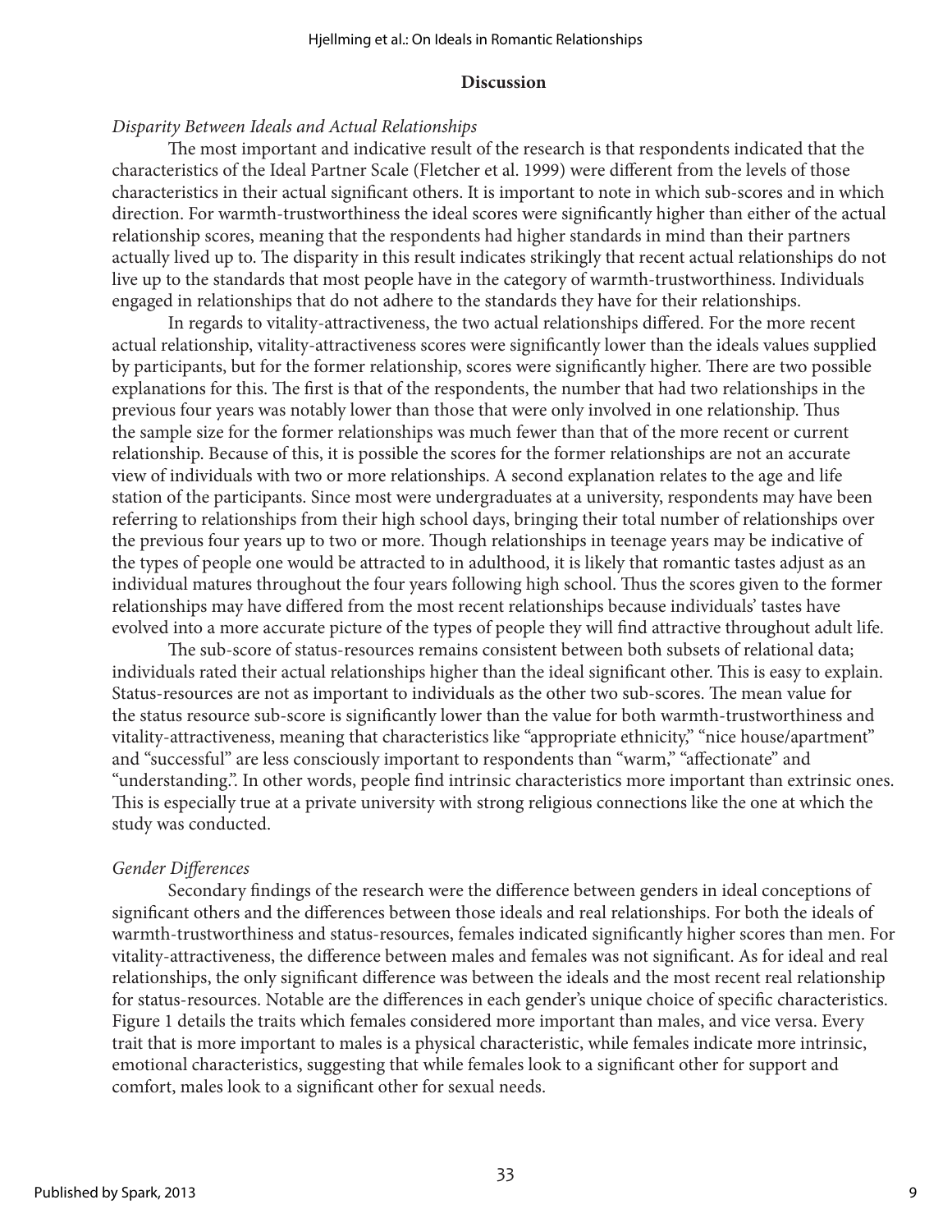## Discussion

*Disparity Between Ideals and Actual Relationships*

The most important and indicative result of the research is that respondents indicated that the characteristics of the Ideal Partner Scale (Fletcher et al. 1999) were different from the levels of those characteristics in their actual significant others. It is important to note in which sub-scores and in which direction. For warmth-trustworthiness the ideal scores were significantly higher than either of the actual relationship scores, meaning that the respondents had higher standards in mind than their partners actually lived up to. The disparity in this result indicates strikingly that recent actual relationships do not live up to the standards that most people have in the category of warmth-trustworthiness. Individuals engaged in relationships that do not adhere to the standards they have for their relationships.

In regards to vitality-attractiveness, the two actual relationships differed. For the more recent actual relationship, vitality-attractiveness scores were significantly lower than the ideals values supplied by participants, but for the former relationship, scores were significantly higher. There are two possible explanations for this. The first is that of the respondents, the number that had two relationships in the previous four years was notably lower than those that were only involved in one relationship. Thus the sample size for the former relationships was much fewer than that of the more recent or current relationship. Because of this, it is possible the scores for the former relationships are not an accurate view of individuals with two or more relationships. A second explanation relates to the age and life station of the participants. Since most were undergraduates at a university, respondents may have been referring to relationships from their high school days, bringing their total number of relationships over the previous four years up to two or more. Though relationships in teenage years may be indicative of the types of people one would be attracted to in adulthood, it is likely that romantic tastes adjust as an individual matures throughout the four years following high school. Thus the scores given to the former relationships may have differed from the most recent relationships because individuals' tastes have evolved into a more accurate picture of the types of people they will find attractive throughout adult life.

The sub-score of status-resources remains consistent between both subsets of relational data; individuals rated their actual relationships higher than the ideal significant other. This is easy to explain. Status-resources are not as important to individuals as the other two sub-scores. The mean value for the status resource sub-score is significantly lower than the value for both warmth-trustworthiness and vitality-attractiveness, meaning that characteristics like "appropriate ethnicity," "nice house/apartment" and "successful" are less consciously important to respondents than "warm," "affectionate" and "understanding.". In other words, people find intrinsic characteristics more important than extrinsic ones. This is especially true at a private university with strong religious connections like the one at which the study was conducted.

*Gender Differences*

Secondary findings of the research were the difference between genders in ideal conceptions of significant others and the differences between those ideals and real relationships. For both the ideals of warmth-trustworthiness and status-resources, females indicated significantly higher scores than men. For vitality-attractiveness, the difference between males and females was not significant. As for ideal and real relationships, the only significant difference was between the ideals and the most recent real relationship for status-resources. Notable are the differences in each gender's unique choice of specific characteristics. Figure 1 details the traits which females considered more important than males, and vice versa. Every trait that is more important to males is a physical characteristic, while females indicate more intrinsic, emotional characteristics, suggesting that while females look to a significant other for support and comfort, males look to a significant other for sexual needs.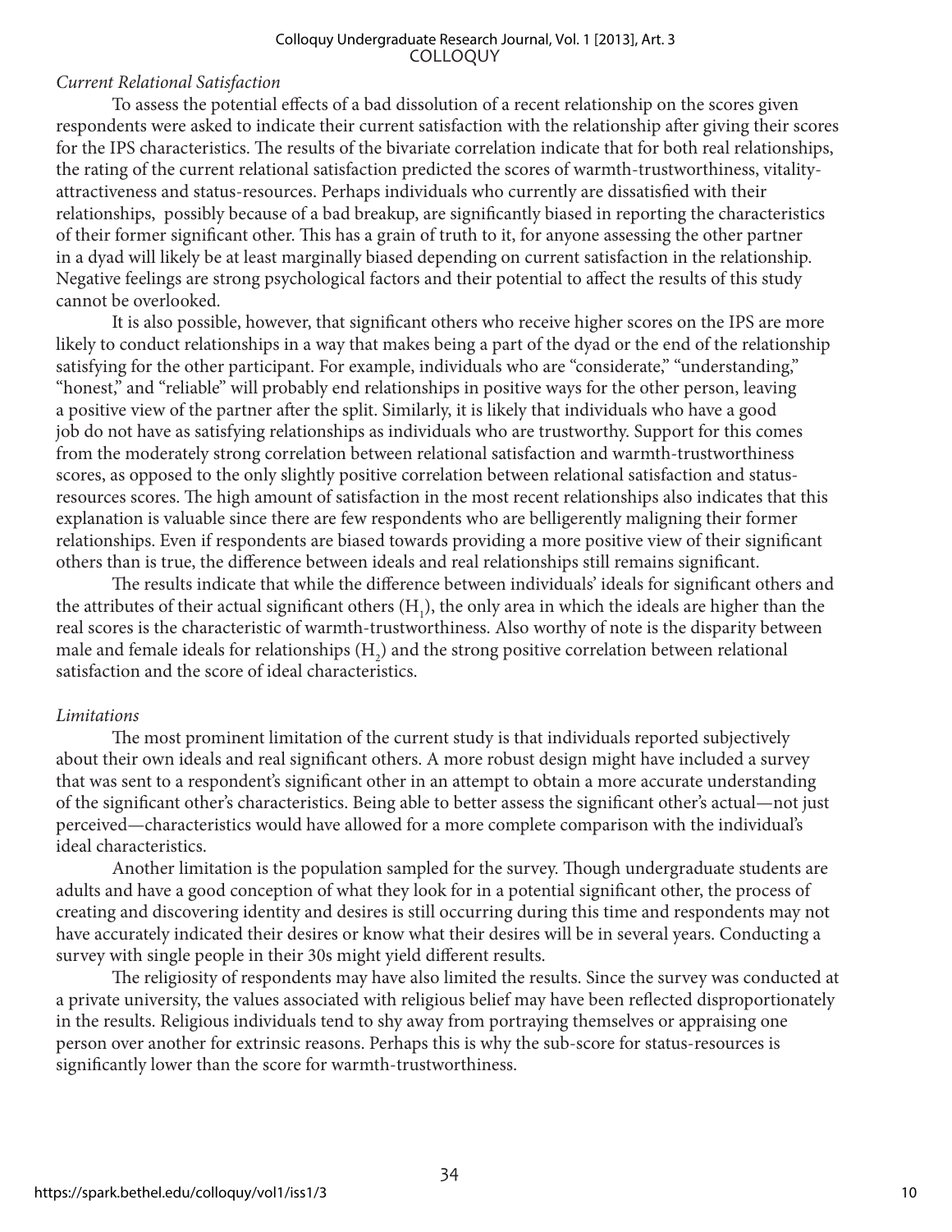*Current Relational Satisfaction*

To assess the potential effects of a bad dissolution of a recent relationship on the scores given respondents were asked to indicate their current satisfaction with the relationship after giving their scores for the IPS characteristics. The results of the bivariate correlation indicate that for both real relationships, the rating of the current relational satisfaction predicted the scores of warmth-trustworthiness, vitality-attractiveness and status-resources. Perhaps individuals who currently are dissatisfied with their relationships,  possibly because of a bad breakup, are significantly biased in reporting the characteristics of their former significant other. This has a grain of truth to it, for anyone assessing the other partner in a dyad will likely be at least marginally biased depending on current satisfaction in the relationship. Negative feelings are strong psychological factors and their potential to affect the results of this study cannot be overlooked.

It is also possible, however, that significant others who receive higher scores on the IPS are more likely to conduct relationships in a way that makes being a part of the dyad or the end of the relationship satisfying for the other participant. For example, individuals who are "considerate," "understanding," "honest," and "reliable" will probably end relationships in positive ways for the other person, leaving a positive view of the partner after the split. Similarly, it is likely that individuals who have a good job do not have as satisfying relationships as individuals who are trustworthy. Support for this comes from the moderately strong correlation between relational satisfaction and warmth-trustworthiness scores, as opposed to the only slightly positive correlation between relational satisfaction and status-resources scores. The high amount of satisfaction in the most recent relationships also indicates that this explanation is valuable since there are few respondents who are belligerently maligning their former relationships. Even if respondents are biased towards providing a more positive view of their significant others than is true, the difference between ideals and real relationships still remains significant.

The results indicate that while the difference between individuals' ideals for significant others and the attributes of their actual significant others ($H_1$), the only area in which the ideals are higher than the real scores is the characteristic of warmth-trustworthiness. Also worthy of note is the disparity between male and female ideals for relationships ($H_2$) and the strong positive correlation between relational satisfaction and the score of ideal characteristics.

*Limitations*

The most prominent limitation of the current study is that individuals reported subjectively about their own ideals and real significant others. A more robust design might have included a survey that was sent to a respondent's significant other in an attempt to obtain a more accurate understanding of the significant other's characteristics. Being able to better assess the significant other's actual—not just perceived—characteristics would have allowed for a more complete comparison with the individual's ideal characteristics.

Another limitation is the population sampled for the survey. Though undergraduate students are adults and have a good conception of what they look for in a potential significant other, the process of creating and discovering identity and desires is still occurring during this time and respondents may not have accurately indicated their desires or know what their desires will be in several years. Conducting a survey with single people in their 30s might yield different results.

The religiosity of respondents may have also limited the results. Since the survey was conducted at a private university, the values associated with religious belief may have been reflected disproportionately in the results. Religious individuals tend to shy away from portraying themselves or appraising one person over another for extrinsic reasons. Perhaps this is why the sub-score for status-resources is significantly lower than the score for warmth-trustworthiness.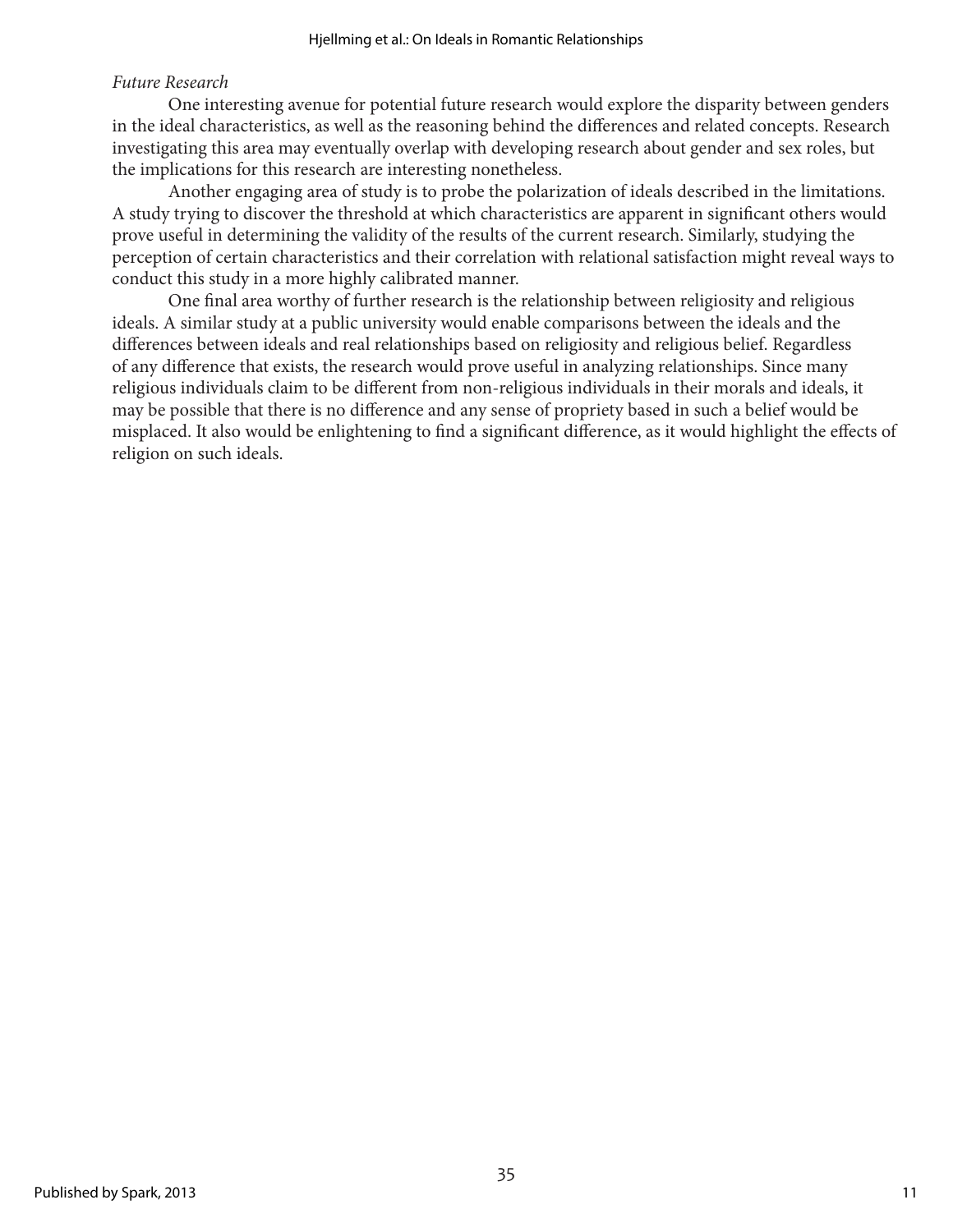*Future Research*

One interesting avenue for potential future research would explore the disparity between genders in the ideal characteristics, as well as the reasoning behind the differences and related concepts. Research investigating this area may eventually overlap with developing research about gender and sex roles, but the implications for this research are interesting nonetheless.

Another engaging area of study is to probe the polarization of ideals described in the limitations. A study trying to discover the threshold at which characteristics are apparent in significant others would prove useful in determining the validity of the results of the current research. Similarly, studying the perception of certain characteristics and their correlation with relational satisfaction might reveal ways to conduct this study in a more highly calibrated manner.

One final area worthy of further research is the relationship between religiosity and religious ideals. A similar study at a public university would enable comparisons between the ideals and the differences between ideals and real relationships based on religiosity and religious belief. Regardless of any difference that exists, the research would prove useful in analyzing relationships. Since many religious individuals claim to be different from non-religious individuals in their morals and ideals, it may be possible that there is no difference and any sense of propriety based in such a belief would be misplaced. It also would be enlightening to find a significant difference, as it would highlight the effects of religion on such ideals.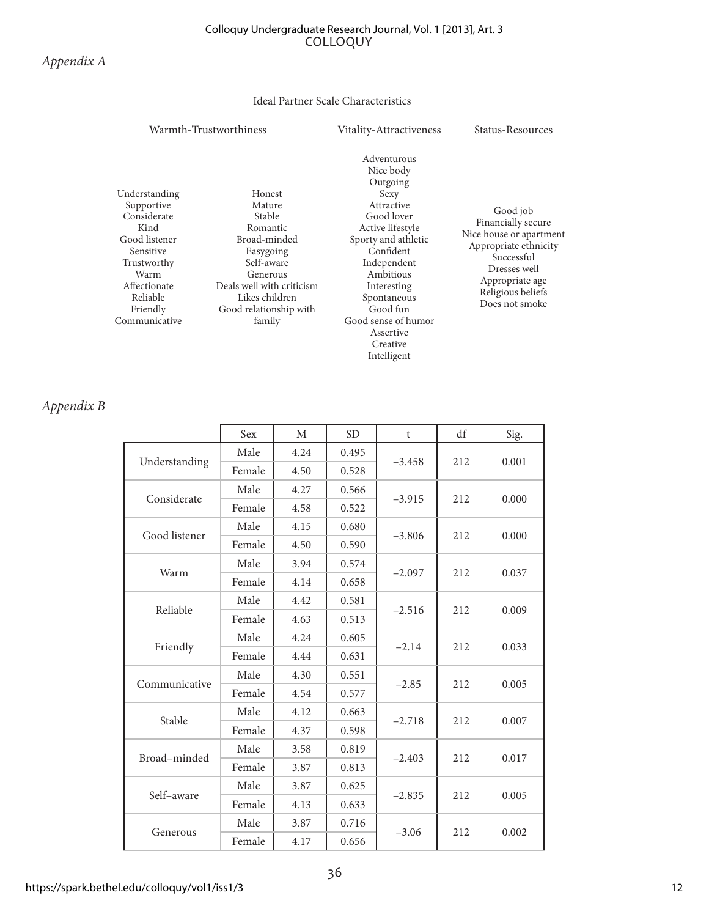## *Appendix A*

Ideal Partner Scale Characteristics

| Warmth-Trustworthiness | | Vitality-Attractiveness | Status-Resources |
|---|---|---|---|
| Understanding | Honest | Adventurous | Good job |
| Supportive | Mature | Nice body | Financially secure |
| Considerate | Stable | Outgoing | Nice house or apartment |
| Kind | Romantic | Sexy | Appropriate ethnicity |
| Good listener | Broad-minded | Attractive | Successful |
| Sensitive | Easygoing | Good lover | Dresses well |
| Trustworthy | Self-aware | Active lifestyle | Appropriate age |
| Warm | Generous | Sporty and athletic | Religious beliefs |
| Affectionate | Deals well with criticism | Confident | Does not smoke |
| Reliable | Likes children | Independent | |
| Friendly | Good relationship with family | Ambitious | |
| Communicative | | Interesting | |
| | | Spontaneous | |
| | | Good fun | |
| | | Good sense of humor | |
| | | Assertive | |
| | | Creative | |
| | | Intelligent | |

## *Appendix B*

| | Sex | M | SD | t | df | Sig. |
|---|---|---|---|---|---|---|
| Understanding | Male | 4.24 | 0.495 | −3.458 | 212 | 0.001 |
| | Female | 4.50 | 0.528 | | | |
| Considerate | Male | 4.27 | 0.566 | −3.915 | 212 | 0.000 |
| | Female | 4.58 | 0.522 | | | |
| Good listener | Male | 4.15 | 0.680 | −3.806 | 212 | 0.000 |
| | Female | 4.50 | 0.590 | | | |
| Warm | Male | 3.94 | 0.574 | −2.097 | 212 | 0.037 |
| | Female | 4.14 | 0.658 | | | |
| Reliable | Male | 4.42 | 0.581 | −2.516 | 212 | 0.009 |
| | Female | 4.63 | 0.513 | | | |
| Friendly | Male | 4.24 | 0.605 | −2.14 | 212 | 0.033 |
| | Female | 4.44 | 0.631 | | | |
| Communicative | Male | 4.30 | 0.551 | −2.85 | 212 | 0.005 |
| | Female | 4.54 | 0.577 | | | |
| Stable | Male | 4.12 | 0.663 | −2.718 | 212 | 0.007 |
| | Female | 4.37 | 0.598 | | | |
| Broad–minded | Male | 3.58 | 0.819 | −2.403 | 212 | 0.017 |
| | Female | 3.87 | 0.813 | | | |
| Self–aware | Male | 3.87 | 0.625 | −2.835 | 212 | 0.005 |
| | Female | 4.13 | 0.633 | | | |
| Generous | Male | 3.87 | 0.716 | −3.06 | 212 | 0.002 |
| | Female | 4.17 | 0.656 | | | |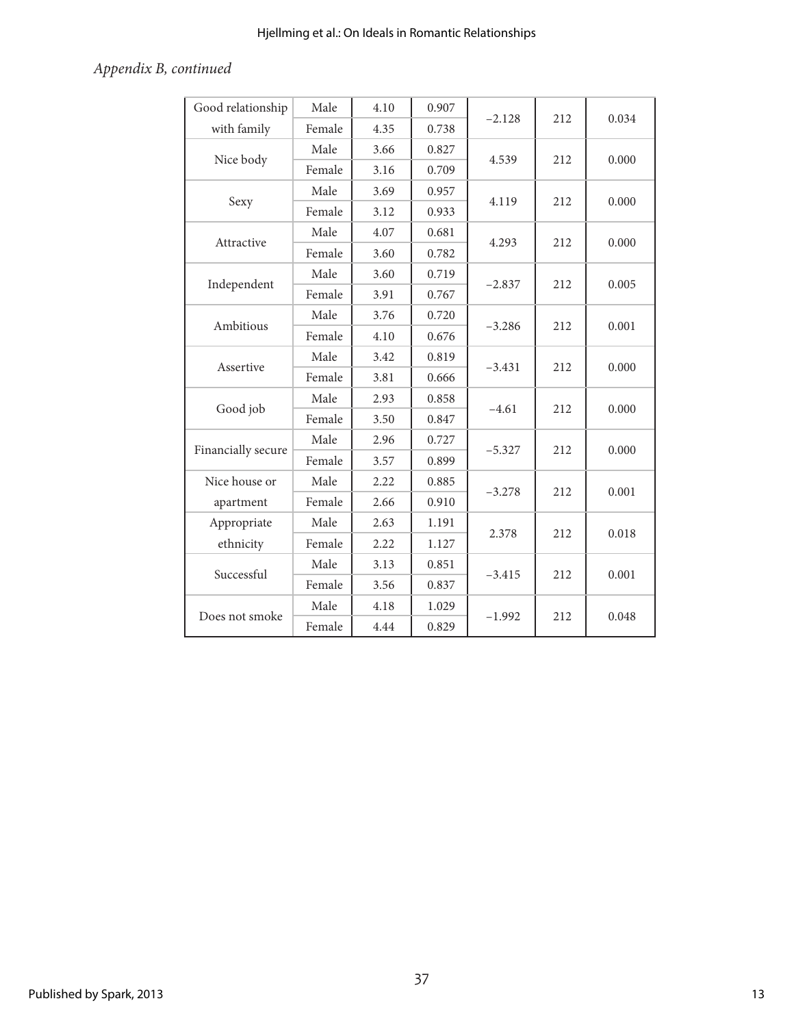*Appendix B, continued*

| | | | | | | |
|---|---|---|---|---|---|---|
| Good relationship with family | Male | 4.10 | 0.907 | −2.128 | 212 | 0.034 |
| | Female | 4.35 | 0.738 | | | |
| Nice body | Male | 3.66 | 0.827 | 4.539 | 212 | 0.000 |
| | Female | 3.16 | 0.709 | | | |
| Sexy | Male | 3.69 | 0.957 | 4.119 | 212 | 0.000 |
| | Female | 3.12 | 0.933 | | | |
| Attractive | Male | 4.07 | 0.681 | 4.293 | 212 | 0.000 |
| | Female | 3.60 | 0.782 | | | |
| Independent | Male | 3.60 | 0.719 | −2.837 | 212 | 0.005 |
| | Female | 3.91 | 0.767 | | | |
| Ambitious | Male | 3.76 | 0.720 | −3.286 | 212 | 0.001 |
| | Female | 4.10 | 0.676 | | | |
| Assertive | Male | 3.42 | 0.819 | −3.431 | 212 | 0.000 |
| | Female | 3.81 | 0.666 | | | |
| Good job | Male | 2.93 | 0.858 | −4.61 | 212 | 0.000 |
| | Female | 3.50 | 0.847 | | | |
| Financially secure | Male | 2.96 | 0.727 | −5.327 | 212 | 0.000 |
| | Female | 3.57 | 0.899 | | | |
| Nice house or apartment | Male | 2.22 | 0.885 | −3.278 | 212 | 0.001 |
| | Female | 2.66 | 0.910 | | | |
| Appropriate ethnicity | Male | 2.63 | 1.191 | 2.378 | 212 | 0.018 |
| | Female | 2.22 | 1.127 | | | |
| Successful | Male | 3.13 | 0.851 | −3.415 | 212 | 0.001 |
| | Female | 3.56 | 0.837 | | | |
| Does not smoke | Male | 4.18 | 1.029 | −1.992 | 212 | 0.048 |
| | Female | 4.44 | 0.829 | | | |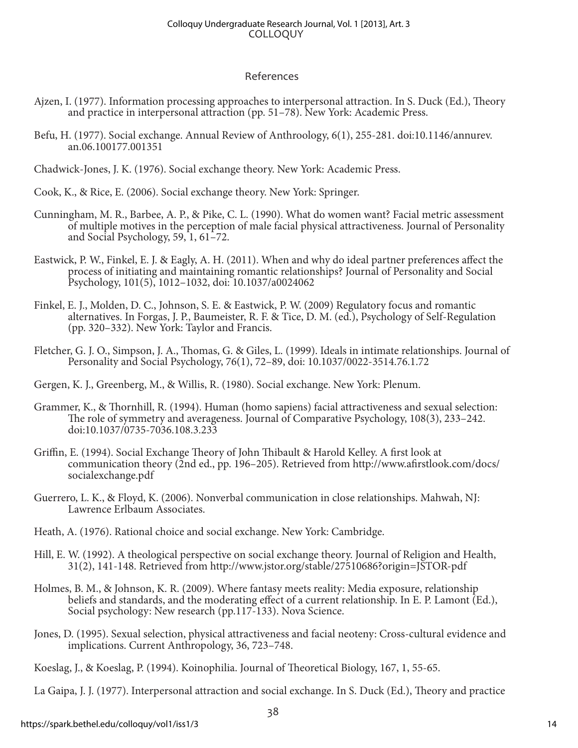## References

Ajzen, I. (1977). Information processing approaches to interpersonal attraction. In S. Duck (Ed.), Theory and practice in interpersonal attraction (pp. 51–78). New York: Academic Press.

Befu, H. (1977). Social exchange. Annual Review of Anthroology, 6(1), 255-281. doi:10.1146/annurev.an.06.100177.001351

Chadwick-Jones, J. K. (1976). Social exchange theory. New York: Academic Press.

Cook, K., & Rice, E. (2006). Social exchange theory. New York: Springer.

Cunningham, M. R., Barbee, A. P., & Pike, C. L. (1990). What do women want? Facial metric assessment of multiple motives in the perception of male facial physical attractiveness. Journal of Personality and Social Psychology, 59, 1, 61–72.

Eastwick, P. W., Finkel, E. J. & Eagly, A. H. (2011). When and why do ideal partner preferences affect the process of initiating and maintaining romantic relationships? Journal of Personality and Social Psychology, 101(5), 1012–1032, doi: 10.1037/a0024062

Finkel, E. J., Molden, D. C., Johnson, S. E. & Eastwick, P. W. (2009) Regulatory focus and romantic alternatives. In Forgas, J. P., Baumeister, R. F. & Tice, D. M. (ed.), Psychology of Self-Regulation (pp. 320–332). New York: Taylor and Francis.

Fletcher, G. J. O., Simpson, J. A., Thomas, G. & Giles, L. (1999). Ideals in intimate relationships. Journal of Personality and Social Psychology, 76(1), 72–89, doi: 10.1037/0022-3514.76.1.72

Gergen, K. J., Greenberg, M., & Willis, R. (1980). Social exchange. New York: Plenum.

Grammer, K., & Thornhill, R. (1994). Human (homo sapiens) facial attractiveness and sexual selection: The role of symmetry and averageness. Journal of Comparative Psychology, 108(3), 233–242. doi:10.1037/0735-7036.108.3.233

Griffin, E. (1994). Social Exchange Theory of John Thibault & Harold Kelley. A first look at communication theory (2nd ed., pp. 196–205). Retrieved from http://www.afirstlook.com/docs/socialexchange.pdf

Guerrero, L. K., & Floyd, K. (2006). Nonverbal communication in close relationships. Mahwah, NJ: Lawrence Erlbaum Associates.

Heath, A. (1976). Rational choice and social exchange. New York: Cambridge.

Hill, E. W. (1992). A theological perspective on social exchange theory. Journal of Religion and Health, 31(2), 141-148. Retrieved from http://www.jstor.org/stable/27510686?origin=JSTOR-pdf

Holmes, B. M., & Johnson, K. R. (2009). Where fantasy meets reality: Media exposure, relationship beliefs and standards, and the moderating effect of a current relationship. In E. P. Lamont (Ed.), Social psychology: New research (pp.117-133). Nova Science.

Jones, D. (1995). Sexual selection, physical attractiveness and facial neoteny: Cross-cultural evidence and implications. Current Anthropology, 36, 723–748.

Koeslag, J., & Koeslag, P. (1994). Koinophilia. Journal of Theoretical Biology, 167, 1, 55-65.

La Gaipa, J. J. (1977). Interpersonal attraction and social exchange. In S. Duck (Ed.), Theory and practice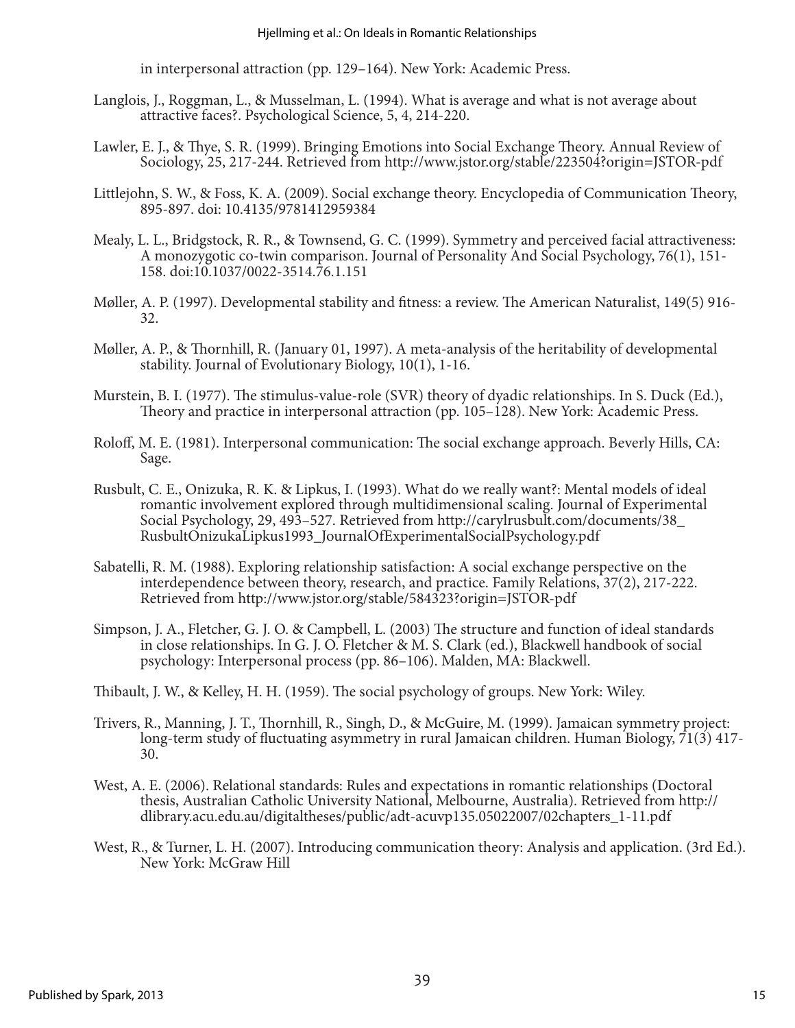in interpersonal attraction (pp. 129–164). New York: Academic Press.

Langlois, J., Roggman, L., & Musselman, L. (1994). What is average and what is not average about attractive faces?. Psychological Science, 5, 4, 214-220.

Lawler, E. J., & Thye, S. R. (1999). Bringing Emotions into Social Exchange Theory. Annual Review of Sociology, 25, 217-244. Retrieved from http://www.jstor.org/stable/223504?origin=JSTOR-pdf

Littlejohn, S. W., & Foss, K. A. (2009). Social exchange theory. Encyclopedia of Communication Theory, 895-897. doi: 10.4135/9781412959384

Mealy, L. L., Bridgstock, R. R., & Townsend, G. C. (1999). Symmetry and perceived facial attractiveness: A monozygotic co-twin comparison. Journal of Personality And Social Psychology, 76(1), 151-158. doi:10.1037/0022-3514.76.1.151

Møller, A. P. (1997). Developmental stability and fitness: a review. The American Naturalist, 149(5) 916-32.

Møller, A. P., & Thornhill, R. (January 01, 1997). A meta-analysis of the heritability of developmental stability. Journal of Evolutionary Biology, 10(1), 1-16.

Murstein, B. I. (1977). The stimulus-value-role (SVR) theory of dyadic relationships. In S. Duck (Ed.), Theory and practice in interpersonal attraction (pp. 105–128). New York: Academic Press.

Roloff, M. E. (1981). Interpersonal communication: The social exchange approach. Beverly Hills, CA: Sage.

Rusbult, C. E., Onizuka, R. K. & Lipkus, I. (1993). What do we really want?: Mental models of ideal romantic involvement explored through multidimensional scaling. Journal of Experimental Social Psychology, 29, 493–527. Retrieved from http://carylrusbult.com/documents/38_RusbultOnizukaLipkus1993_JournalOfExperimentalSocialPsychology.pdf

Sabatelli, R. M. (1988). Exploring relationship satisfaction: A social exchange perspective on the interdependence between theory, research, and practice. Family Relations, 37(2), 217-222. Retrieved from http://www.jstor.org/stable/584323?origin=JSTOR-pdf

Simpson, J. A., Fletcher, G. J. O. & Campbell, L. (2003) The structure and function of ideal standards in close relationships. In G. J. O. Fletcher & M. S. Clark (ed.), Blackwell handbook of social psychology: Interpersonal process (pp. 86–106). Malden, MA: Blackwell.

Thibault, J. W., & Kelley, H. H. (1959). The social psychology of groups. New York: Wiley.

Trivers, R., Manning, J. T., Thornhill, R., Singh, D., & McGuire, M. (1999). Jamaican symmetry project: long-term study of fluctuating asymmetry in rural Jamaican children. Human Biology, 71(3) 417-30.

West, A. E. (2006). Relational standards: Rules and expectations in romantic relationships (Doctoral thesis, Australian Catholic University National, Melbourne, Australia). Retrieved from http://dlibrary.acu.edu.au/digitaltheses/public/adt-acuvp135.05022007/02chapters_1-11.pdf

West, R., & Turner, L. H. (2007). Introducing communication theory: Analysis and application. (3rd Ed.). New York: McGraw Hill